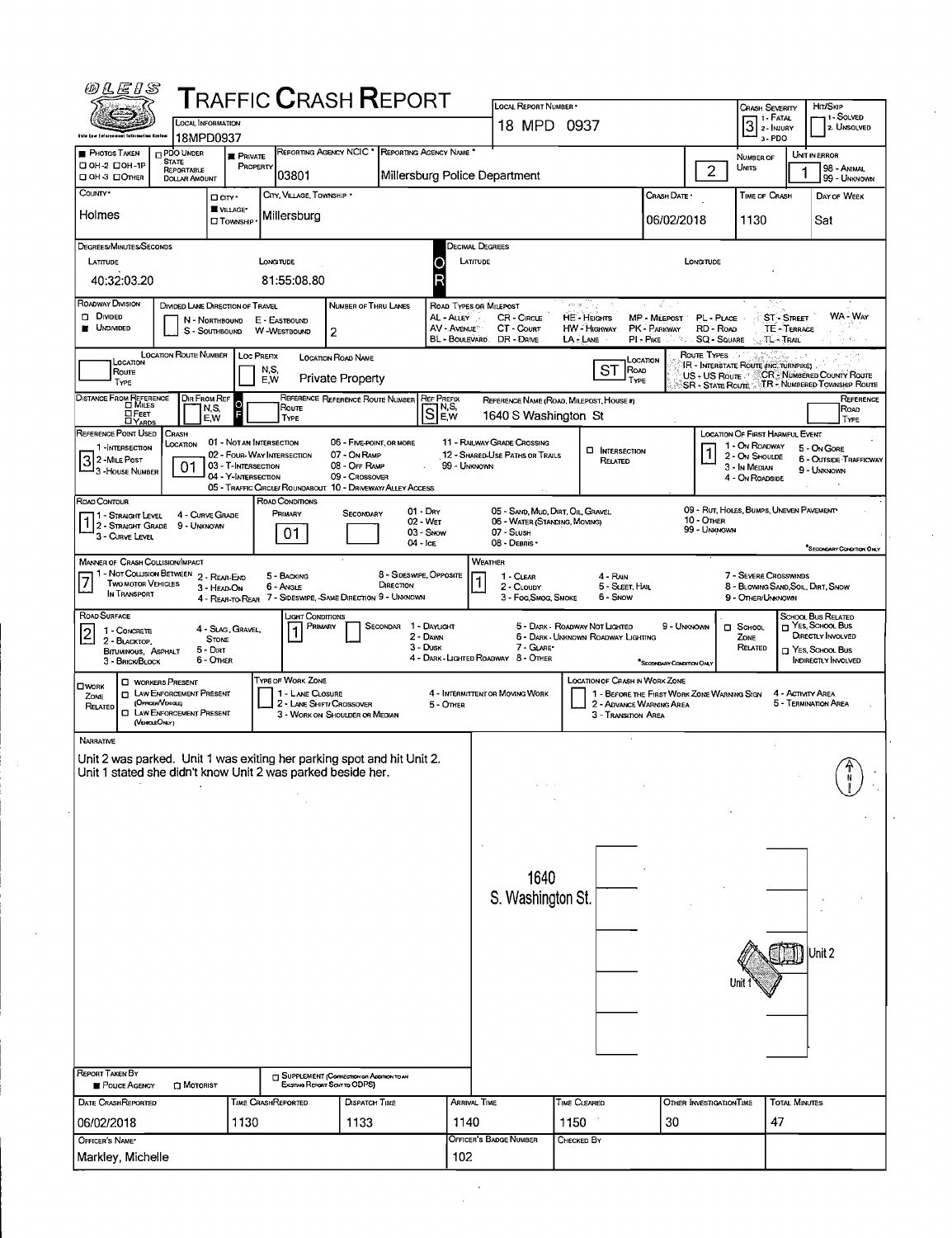# TRAFFIC CRASH REPORT

OLEIS

| | |
|---|---|
| Local Information | 18MPD0937 |
| Local Report Number | 18 MPD 0937 |
| Crash Severity | 3 (1 - Fatal, 2 - Injury, 3 - PDO) |
| Hit/Skip | 1 - Solved, 2 - Unsolved |
| Photos Taken | ☐ OH-2 ☐ OH-1P ☐ OH-3 ☐ Other |
| PDO Under State Reportable Dollar Amount | ☐ |
| Private Property | ■ |
| Reporting Agency NCIC | 03801 |
| Reporting Agency Name | Millersburg Police Department |
| Number of Units | 2 |
| Unit in Error | 1 (98 - Animal, 99 - Unknown) |
| County | Holmes |
| City, Village, Township | ■ Village — Millersburg |
| Crash Date | 06/02/2018 |
| Time of Crash | 1130 |
| Day of Week | Sat |

**Degrees/Minutes/Seconds**
Latitude: 40:32:03.20
Longitude: 81:55:08.80

**Roadway Division:** ■ Undivided
**Number of Thru Lanes:** 2

Location Route Type: ST — Location Road Name: Private Property

Reference Route Prefix: S — Reference Name (Road, Milepost, House #): 1640 S Washington St

Reference Point Used: 3 - House Number
Crash Location: 01 - Not an Intersection
Location of First Harmful Event: 1 - On Roadway

Road Contour: 1 - Straight Level
Road Conditions: Primary 01 (Dry)

Manner of Crash Collision/Impact: 7 - Sideswipe, Same Direction
Weather: 1 - Clear

Road Surface: 2 - Blacktop, Bituminous, Asphalt
Light Conditions: Primary 1 - Daylight

Work Zone: ☐

## Narrative

Unit 2 was parked. Unit 1 was exiting her parking spot and hit Unit 2. Unit 1 stated she didn't know Unit 2 was parked beside her.

1640
S. Washington St.

Unit 1
Unit 2

Report Taken By: ■ Police Agency ☐ Motorist

| Date Crash Reported | Time Crash Reported | Dispatch Time | Arrival Time | Time Cleared | Other Investigation Time | Total Minutes |
|---|---|---|---|---|---|---|
| 06/02/2018 | 1130 | 1133 | 1140 | 1150 | 30 | 47 |

| Officer's Name | Officer's Badge Number | Checked By |
|---|---|---|
| Markley, Michelle | 102 | |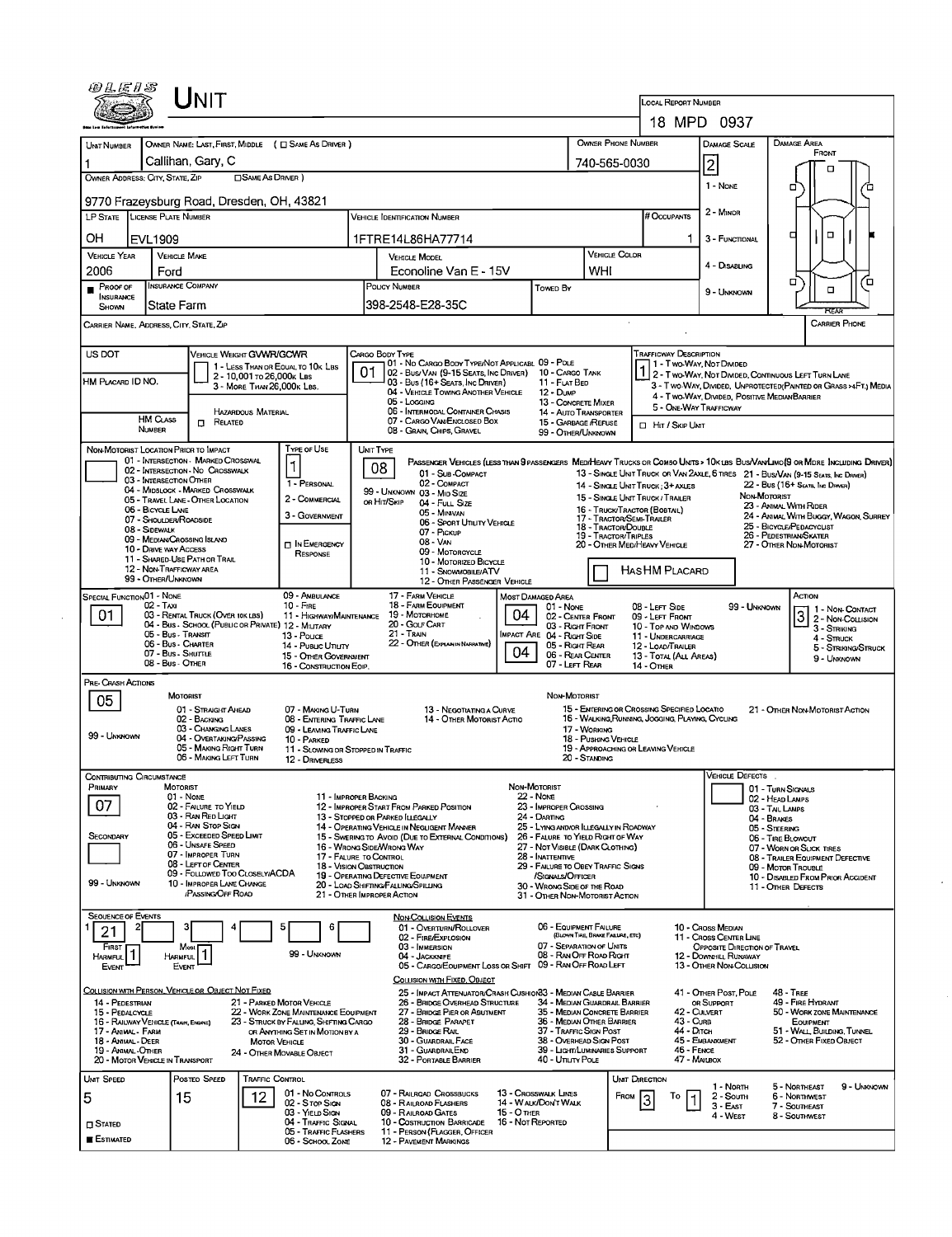# UNIT

**LOCAL REPORT NUMBER:** 18 MPD 0937

| | |
|---|---|
| UNIT NUMBER | 1 |
| OWNER NAME: LAST, FIRST, MIDDLE | Callihan, Gary, C |
| OWNER PHONE NUMBER | 740-565-0030 |
| OWNER ADDRESS: CITY, STATE, ZIP | 9770 Frazeysburg Road, Dresden, OH, 43821 |
| LP STATE | OH |
| LICENSE PLATE NUMBER | EVL1909 |
| VEHICLE IDENTIFICATION NUMBER | 1FTRE14L86HA77714 |
| # OCCUPANTS | 1 |
| VEHICLE YEAR | 2006 |
| VEHICLE MAKE | Ford |
| VEHICLE MODEL | Econoline Van E - 15V |
| VEHICLE COLOR | WHI |
| PROOF OF INSURANCE SHOWN | ■ |
| INSURANCE COMPANY | State Farm |
| POLICY NUMBER | 398-2548-E28-35C |
| TOWED BY | |
| DAMAGE SCALE | 2 |
| CARRIER NAME, ADDRESS, CITY, STATE, ZIP | |
| CARRIER PHONE | |

DAMAGE SCALE: 1 - NONE, 2 - MINOR, 3 - FUNCTIONAL, 4 - DISABLING, 9 - UNKNOWN

| | |
|---|---|
| US DOT | |
| HM PLACARD ID NO. | |
| HM CLASS NUMBER | |
| VEHICLE WEIGHT GVWR/GCWR | |
| CARGO BODY TYPE | 01 |
| TRAFFICWAY DESCRIPTION | 1 |
| NON-MOTORIST LOCATION PRIOR TO IMPACT | |
| TYPE OF USE | 1 |
| UNIT TYPE | 08 |
| SPECIAL FUNCTION | 01 |
| MOST DAMAGED AREA | 04 |
| IMPACT AREA | 04 |
| ACTION | 3 |
| PRE-CRASH ACTIONS | 05 |
| CONTRIBUTING CIRCUMSTANCE PRIMARY | 07 |
| CONTRIBUTING CIRCUMSTANCE SECONDARY | |
| VEHICLE DEFECTS | |
| SEQUENCE OF EVENTS | 1: 21 |
| FIRST HARMFUL EVENT | 1 |
| MOST HARMFUL EVENT | 1 |
| UNIT SPEED | 5 |
| POSTED SPEED | 15 |
| TRAFFIC CONTROL | 12 |
| STATED / ESTIMATED | ■ ESTIMATED |
| UNIT DIRECTION | FROM 3 TO 1 |

VEHICLE WEIGHT GVWR/GCWR: 1 - LESS THAN OR EQUAL TO 10K LBS, 2 - 10,001 TO 26,000K LBS, 3 - MORE THAN 26,000K LBS. HAZARDOUS MATERIAL □ RELATED

CARGO BODY TYPE: 01 - NO CARGO BODY TYPE/NOT APPLICABL, 02 - BUS/VAN (9-15 SEATS, INC DRIVER), 03 - BUS (16+ SEATS, INC DRIVER), 04 - VEHICLE TOWING ANOTHER VEHICLE, 05 - LOGGING, 06 - INTERMODAL CONTAINER CHASIS, 07 - CARGO VAN/ENCLOSED BOX, 08 - GRAIN, CHIPS, GRAVEL, 09 - POLE, 10 - CARGO TANK, 11 - FLAT BED, 12 - DUMP, 13 - CONCRETE MIXER, 14 - AUTO TRANSPORTER, 15 - GARBAGE/REFUSE, 99 - OTHER/UNKNOWN

TRAFFICWAY DESCRIPTION: 1 - TWO-WAY, NOT DIVIDED; 2 - TWO-WAY, NOT DIVIDED, CONTINUOUS LEFT TURN LANE; 3 - TWO-WAY, DIVIDED, UNPROTECTED(PAINTED OR GRASS >4FT.) MEDIA; 4 - TWO-WAY, DIVIDED, POSITIVE MEDIAN BARRIER; 5 - ONE-WAY TRAFFICWAY; □ HIT / SKIP UNIT

NON-MOTORIST LOCATION PRIOR TO IMPACT: 01 - INTERSECTION - MARKED CROSSWAL, 02 - INTERSECTION - NO CROSSWALK, 03 - INTERSECTION OTHER, 04 - MIDBLOCK - MARKED CROSSWALK, 05 - TRAVEL LANE - OTHER LOCATION, 06 - BICYCLE LANE, 07 - SHOULDER/ROADSIDE, 08 - SIDEWALK, 09 - MEDIAN/CROSSING ISLAND, 10 - DRIVE WAY ACCESS, 11 - SHARED-USE PATH OR TRAIL, 12 - NON-TRAFFICWAY AREA, 99 - OTHER/UNKNOWN

TYPE OF USE: 1 - PERSONAL, 2 - COMMERCIAL, 3 - GOVERNMENT, □ IN EMERGENCY RESPONSE

UNIT TYPE: PASSENGER VEHICLES (LESS THAN 9 PASSENGERS MED/HEAVY TRUCKS OR COMBO UNITS > 10K LBS BUS/VAN/LIMO(9 OR MORE INCLUDING DRIVER): 01 - SUB-COMPACT, 02 - COMPACT, 99 - UNKNOWN 03 - MID SIZE OR HIT/SKIP, 04 - FULL SIZE, 05 - MINIVAN, 06 - SPORT UTILITY VEHICLE, 07 - PICKUP, 08 - VAN, 09 - MOTORCYCLE, 10 - MOTORIZED BICYCLE, 11 - SNOWMOBILE/ATV, 12 - OTHER PASSENGER VEHICLE, 13 - SINGLE UNIT TRUCK OR VAN 2AXLE, 6 TIRES, 14 - SINGLE UNIT TRUCK; 3+ AXLES, 15 - SINGLE UNIT TRUCK / TRAILER, 16 - TRUCK/TRACTOR (BOBTAIL), 17 - TRACTOR/SEMI-TRAILER, 18 - TRACTOR/DOUBLE, 19 - TRACTOR/TRIPLES, 20 - OTHER MED/HEAVY VEHICLE, 21 - BUS/VAN (9-15 SEATS, INC DRIVER), 22 - BUS (16+ SEATS, INC DRIVER), NON-MOTORIST: 23 - ANIMAL WITH RIDER, 24 - ANIMAL WITH BUGGY, WAGON, SURREY, 25 - BICYCLE/PEDACYCLIST, 26 - PEDESTRIAN/SKATER, 27 - OTHER NON-MOTORIST; □ HAS HM PLACARD

SPECIAL FUNCTION: 01 - NONE, 02 - TAXI, 03 - RENTAL TRUCK (OVER 10K LBS), 04 - BUS - SCHOOL (PUBLIC OR PRIVATE), 05 - BUS - TRANSIT, 06 - BUS - CHARTER, 07 - BUS - SHUTTLE, 08 - BUS - OTHER, 09 - AMBULANCE, 10 - FIRE, 11 - HIGHWAY/MAINTENANCE, 12 - MILITARY, 13 - POLICE, 14 - PUBLIC UTILITY, 15 - OTHER GOVERNMENT, 16 - CONSTRUCTION EQIP., 17 - FARM VEHICLE, 18 - FARM EQUIPMENT, 19 - MOTORHOME, 20 - GOLF CART, 21 - TRAIN, 22 - OTHER (EXPLAIN IN NARRATIVE)

MOST DAMAGED AREA / IMPACT AREA: 01 - NONE, 02 - CENTER FRONT, 03 - RIGHT FRONT, 04 - RIGHT SIDE, 05 - RIGHT REAR, 06 - REAR CENTER, 07 - LEFT REAR, 08 - LEFT SIDE, 09 - LEFT FRONT, 10 - TOP AND WINDOWS, 11 - UNDERCARRIAGE, 12 - LOAD/TRAILER, 13 - TOTAL (ALL AREAS), 14 - OTHER, 99 - UNKNOWN

ACTION: 1 - NON-CONTACT, 2 - NON-COLLISION, 3 - STRIKING, 4 - STRUCK, 5 - STRIKING/STRUCK, 9 - UNKNOWN

PRE-CRASH ACTIONS: MOTORIST: 01 - STRAIGHT AHEAD, 02 - BACKING, 03 - CHANGING LANES, 04 - OVERTAKING/PASSING, 05 - MAKING RIGHT TURN, 06 - MAKING LEFT TURN, 07 - MAKING U-TURN, 08 - ENTERING TRAFFIC LANE, 09 - LEAVING TRAFFIC LANE, 10 - PARKED, 11 - SLOWING OR STOPPED IN TRAFFIC, 12 - DRIVERLESS, 13 - NEGOTIATING A CURVE, 14 - OTHER MOTORIST ACTIO; 99 - UNKNOWN. NON-MOTORIST: 15 - ENTERING OR CROSSING SPECIFIED LOCATIO, 16 - WALKING, RUNNING, JOGGING, PLAYING, CYCLING, 17 - WORKING, 18 - PUSHING VEHICLE, 19 - APPROACHING OR LEAVING VEHICLE, 20 - STANDING, 21 - OTHER NON-MOTORIST ACTION

CONTRIBUTING CIRCUMSTANCE: MOTORIST: 01 - NONE, 02 - FAILURE TO YIELD, 03 - RAN RED LIGHT, 04 - RAN STOP SIGN, 05 - EXCEEDED SPEED LIMIT, 06 - UNSAFE SPEED, 07 - IMPROPER TURN, 08 - LEFT OF CENTER, 09 - FOLLOWED TOO CLOSELY/ACDA, 10 - IMPROPER LANE CHANGE /PASSING/OFF ROAD, 11 - IMPROPER BACKING, 12 - IMPROPER START FROM PARKED POSITION, 13 - STOPPED OR PARKED ILLEGALLY, 14 - OPERATING VEHICLE IN NEGLIGENT MANNER, 15 - SWERING TO AVOID (DUE TO EXTERNAL CONDITIONS), 16 - WRONG SIDE/WRONG WAY, 17 - FAILURE TO CONTROL, 18 - VISION OBSTRUCTION, 19 - OPERATING DEFECTIVE EQUIPMENT, 20 - LOAD SHIFTING/FALLING/SPILLING, 21 - OTHER IMPROPER ACTION; 99 - UNKNOWN. NON-MOTORIST: 22 - NONE, 23 - IMPROPER CROSSING, 24 - DARTING, 25 - LYING AND/OR ILLEGALLY IN ROADWAY, 26 - FALURE TO YIELD RIGHT OF WAY, 27 - NOT VISIBLE (DARK CLOTHING), 28 - INATTENTIVE, 29 - FAILURE TO OBEY TRAFFIC SIGNS /SIGNALS/OFFICER, 30 - WRONG SIDE OF THE ROAD, 31 - OTHER NON-MOTORIST ACTION

VEHICLE DEFECTS: 01 - TURN SIGNALS, 02 - HEAD LAMPS, 03 - TAIL LAMPS, 04 - BRAKES, 05 - STEERING, 06 - TIRE BLOWOUT, 07 - WORN OR SLICK TIRES, 08 - TRAILER EQUIPMENT DEFECTIVE, 09 - MOTOR TROUBLE, 10 - DISABLED FROM PRIOR ACCIDENT, 11 - OTHER DEFECTS

SEQUENCE OF EVENTS: NON-COLLISION EVENTS: 01 - OVERTURN/ROLLOVER, 02 - FIRE/EXPLOSION, 03 - IMMERSION, 04 - JACKKNIFE, 05 - CARGO/EQUIPMENT LOSS OR SHIFT, 06 - EQUIPMENT FAILURE (BLOWN TIRE, BRAKE FAILURE, ETC), 07 - SEPARATION OF UNITS, 08 - RAN OFF ROAD RIGHT, 09 - RAN OFF ROAD LEFT, 10 - CROSS MEDIAN, 11 - CROSS CENTER LINE OPPOSITE DIRECTION OF TRAVEL, 12 - DOWNHILL RUNAWAY, 13 - OTHER NON-COLLISION; 99 - UNKNOWN

COLLISION WITH PERSON, VEHICLE OR OBJECT NOT FIXED: 14 - PEDESTRIAN, 15 - PEDALCYCLE, 16 - RAILWAY VEHICLE (TRAIN, ENGINE), 17 - ANIMAL - FARM, 18 - ANIMAL - DEER, 19 - ANIMAL - OTHER, 20 - MOTOR VEHICLE IN TRANSPORT, 21 - PARKED MOTOR VEHICLE, 22 - WORK ZONE MAINTENANCE EQUIPMENT, 23 - STRUCK BY FALLING, SHIFTING CARGO OR ANYTHING SET IN MOTION BY A MOTOR VEHICLE, 24 - OTHER MOVABLE OBJECT

COLLISION WITH FIXED, OBJECT: 25 - IMPACT ATTENUATOR/CRASH CUSHION, 26 - BRIDGE OVERHEAD STRUCTURE, 27 - BRIDGE PIER OR ABUTMENT, 28 - BRIDGE PARAPET, 29 - BRIDGE RAIL, 30 - GUARDRAIL FACE, 31 - GUARDRAIL END, 32 - PORTABLE BARRIER, 33 - MEDIAN CABLE BARRIER, 34 - MEDIAN GUARDRAIL BARRIER, 35 - MEDIAN CONCRETE BARRIER, 36 - MEDIAN OTHER BARRIER, 37 - TRAFFIC SIGN POST, 38 - OVERHEAD SIGN POST, 39 - LIGHT/LUMINARIES SUPPORT, 40 - UTILITY POLE, 41 - OTHER POST, POLE OR SUPPORT, 42 - CULVERT, 43 - CURB, 44 - DITCH, 45 - EMBANKMENT, 46 - FENCE, 47 - MAILBOX, 48 - TREE, 49 - FIRE HYDRANT, 50 - WORK ZONE MAINTENANCE EQUIPMENT, 51 - WALL, BUILDING, TUNNEL, 52 - OTHER FIXED OBJECT

TRAFFIC CONTROL: 01 - NO CONTROLS, 02 - STOP SIGN, 03 - YIELD SIGN, 04 - TRAFFIC SIGNAL, 05 - TRAFFIC FLASHERS, 06 - SCHOOL ZONE, 07 - RAILROAD CROSSBUCKS, 08 - RAILROAD FLASHERS, 09 - RAILROAD GATES, 10 - COSTRUCTION BARRICADE, 11 - PERSON (FLAGGER, OFFICER), 12 - PAVEMENT MARKINGS, 13 - CROSSWALK LINES, 14 - WALK/DON'T WALK, 15 - OTHER, 16 - NOT REPORTED

UNIT DIRECTION: 1 - NORTH, 2 - SOUTH, 3 - EAST, 4 - WEST, 5 - NORTHEAST, 6 - NORTHWEST, 7 - SOUTHEAST, 8 - SOUTHWEST, 9 - UNKNOWN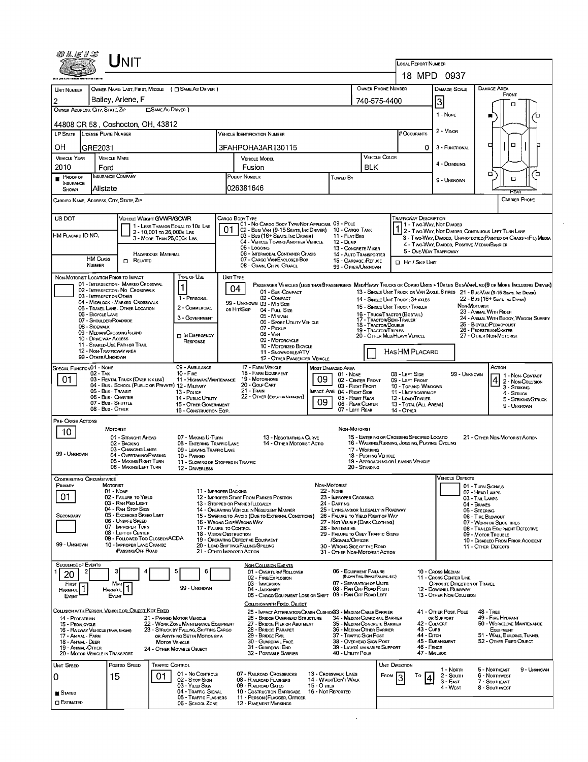# UNIT

LOCAL REPORT NUMBER: 18 MPD 0937

| UNIT NUMBER | OWNER NAME: LAST, FIRST, MIDDLE ( ☐ SAME AS DRIVER ) | OWNER PHONE NUMBER | DAMAGE SCALE | DAMAGE AREA |
|---|---|---|---|---|
| 2 | Bailey, Arlene, F | 740-575-4400 | 3 | FRONT |

OWNER ADDRESS: CITY, STATE, ZIP ☐ SAME AS DRIVER )
44808 CR 58 , Coshocton, OH, 43812

DAMAGE SCALE: 1 - NONE; 2 - MINOR; 3 - FUNCTIONAL; 4 - DISABLING; 9 - UNKNOWN

| LP STATE | LICENSE PLATE NUMBER | VEHICLE IDENTIFICATION NUMBER | # OCCUPANTS |
|---|---|---|---|
| OH | GRE2031 | 3FAHPOHA3AR130115 | 0 |

| VEHICLE YEAR | VEHICLE MAKE | VEHICLE MODEL | VEHICLE COLOR |
|---|---|---|---|
| 2010 | Ford | Fusion | BLK |

| PROOF OF INSURANCE SHOWN | INSURANCE COMPANY | POLICY NUMBER | TOWED BY |
|---|---|---|---|
| ■ | Allstate | 026381646 | |

CARRIER NAME, ADDRESS, CITY, STATE, ZIP — CARRIER PHONE

US DOT

VEHICLE WEIGHT GVWR/GCWR: 1 - LESS THAN OR EQUAL TO 10K LBS; 2 - 10,001 TO 26,000K LBS; 3 - MORE THAN 26,000K LBS.

HM PLACARD ID NO.

HM CLASS NUMBER; HAZARDOUS MATERIAL ☐ RELATED

CARGO BODY TYPE: **01**
01 - NO CARGO BODY TYPE/NOT APPLICABL; 02 - BUS/ VAN (9-15 SEATS, INC DRIVER); 03 - BUS (16+ SEATS, INC DRIVER); 04 - VEHICLE TOWING ANOTHER VEHICLE; 05 - LOGGING; 06 - INTERMODAL CONTAINER CHASIS; 07 - CARGO VAN/ENCLOSED BOX; 08 - GRAIN, CHIPS, GRAVEL; 09 - POLE; 10 - CARGO TANK; 11 - FLAT BED; 12 - DUMP; 13 - CONCRETE MIXER; 14 - AUTO TRANSPORTER; 15 - GARBAGE /REFUSE; 99 - OTHER/UNKNOWN

TRAFFICWAY DESCRIPTION: **1**
1 - TWO-WAY, NOT DIVIDED; 2 - TWO-WAY, NOT DIVIDED, CONTINUOUS LEFT TURN LANE; 3 - TWO-WAY, DIVIDED, UNPROTECTED(PAINTED OR GRASS >4FT.) MEDIA; 4 - TWO-WAY, DIVIDED, POSITIVE MEDIANBARRIER; 5 - ONE-WAY TRAFFICWAY
☐ HIT / SKIP UNIT

NON-MOTORIST LOCATION PRIOR TO IMPACT: 01 - INTERSECTION - MARKED CROSSWALL; 02 - INTERSECTION - NO CROSSWALK; 03 - INTERSECTION OTHER; 04 - MIDBLOCK - MARKED CROSSWALK; 05 - TRAVEL LANE - OTHER LOCATION; 06 - BICYCLE LANE; 07 - SHOULDER/ROADSIDE; 08 - SIDEWALK; 09 - MEDIAN/CROSSING ISLAND; 10 - DRIVE WAY ACCESS; 11 - SHARED-USE PATH OR TRAIL; 12 - NON-TRAFFICWAY AREA; 99 - OTHER/UNKNOWN

TYPE OF USE: **1**
1 - PERSONAL; 2 - COMMERCIAL; 3 - GOVERNMENT; ☐ IN EMERGENCY RESPONSE

UNIT TYPE: **04**
PASSENGER VEHICLES (LESS THAN 9 PASSENGERS): 01 - SUB-COMPACT; 02 - COMPACT; 99 - UNKNOWN 03 - MID SIZE; OR HIT/SKIP 04 - FULL SIZE; 05 - MINIVAN; 06 - SPORT UTILITY VEHICLE; 07 - PICKUP; 08 - VAN; 09 - MOTORCYCLE; 10 - MOTORIZED BICYCLE; 11 - SNOWMOBILE/ATV; 12 - OTHER PASSENGER VEHICLE
MED/HEAVY TRUCKS OR COMBO UNITS > 10K LBS: 13 - SINGLE UNIT TRUCK OR VAN 2AXLE, 6 TIRES; 14 - SINGLE UNIT TRUCK; 3+ AXLES; 15 - SINGLE UNIT TRUCK / TRAILER; 16 - TRUCK/TRACTOR (BOBTAIL); 17 - TRACTOR/SEMI-TRAILER; 18 - TRACTOR/DOUBLE; 19 - TRACTOR/TRIPLES; 20 - OTHER MED/HEAVY VEHICLE
BUS/VAN/LIMO(9 OR MORE INCLUDING DRIVER): 21 - BUS/VAN (9-15 SEATS, INC DRIVER); 22 - BUS (16+ SEATS, INC DRIVER)
NON-MOTORIST: 23 - ANIMAL WITH RIDER; 24 - ANIMAL WITH BUGGY, WAGON, SURREY; 25 - BICYCLE/PEDACYCLIST; 26 - PEDESTRIAN/SKATER; 27 - OTHER NON-MOTORIST
☐ HAS HM PLACARD

SPECIAL FUNCTION: **01**
01 - NONE; 02 - TAXI; 03 - RENTAL TRUCK (OVER 10K LBS); 04 - BUS - SCHOOL (PUBLIC OR PRIVATE); 05 - BUS - TRANSIT; 06 - BUS - CHARTER; 07 - BUS - SHUTTLE; 08 - BUS - OTHER; 09 - AMBULANCE; 10 - FIRE; 11 - HIGHWAY/MAINTENANCE; 12 - MILITARY; 13 - POLICE; 14 - PUBLIC UTILITY; 15 - OTHER GOVERNMENT; 16 - CONSTRUCTION EQIP.; 17 - FARM VEHICLE; 18 - FARM EQUIPMENT; 19 - MOTORHOME; 20 - GOLF CART; 21 - TRAIN; 22 - OTHER (EXPLAIN IN NARRATIVE)

MOST DAMAGED AREA: **09**; IMPACT AREA: **09**
01 - NONE; 02 - CENTER FRONT; 03 - RIGHT FRONT; 04 - RIGHT SIDE; 05 - RIGHT REAR; 06 - REAR CENTER; 07 - LEFT REAR; 08 - LEFT SIDE; 09 - LEFT FRONT; 10 - TOP AND WINDOWS; 11 - UNDERCARRIAGE; 12 - LOAD/TRAILER; 13 - TOTAL (ALL AREAS); 14 - OTHER; 99 - UNKNOWN

ACTION: **4**
1 - NON-CONTACT; 2 - NON-COLLISION; 3 - STRIKING; 4 - STRUCK; 5 - STRIKING/STRUCK; 9 - UNKNOWN

PRE-CRASH ACTIONS: **10**
MOTORIST: 01 - STRAIGHT AHEAD; 02 - BACKING; 03 - CHANGING LANES; 04 - OVERTAKING/PASSING; 05 - MAKING RIGHT TURN; 06 - MAKING LEFT TURN; 07 - MAKING U-TURN; 08 - ENTERING TRAFFIC LANE; 09 - LEAVING TRAFFIC LANE; 10 - PARKED; 11 - SLOWING OR STOPPED IN TRAFFIC; 12 - DRIVERLESS; 13 - NEGOTIATING A CURVE; 14 - OTHER MOTORIST ACTIO; 99 - UNKNOWN
NON-MOTORIST: 15 - ENTERING OR CROSSING SPECIFIED LOCATIO; 16 - WALKING,RUNNING, JOGGING, PLAYING, CYCLING; 17 - WORKING; 18 - PUSHING VEHICLE; 19 - APPROACHING OR LEAVING VEHICLE; 20 - STANDING; 21 - OTHER NON-MOTORIST ACTION

CONTRIBUTING CIRCUMSTANCE
PRIMARY: **01**; SECONDARY: (blank)
MOTORIST: 01 - NONE; 02 - FAILURE TO YIELD; 03 - RAN RED LIGHT; 04 - RAN STOP SIGN; 05 - EXCEEDED SPEED LIMIT; 06 - UNSAFE SPEED; 07 - IMPROPER TURN; 08 - LEFT OF CENTER; 09 - FOLLOWED TOO CLOSELY/ACDA; 10 - IMPROPER LANE CHANGE /PASSING/OFF ROAD; 11 - IMPROPER BACKING; 12 - IMPROPER START FROM PARKED POSITION; 13 - STOPPED OR PARKED ILLEGALLY; 14 - OPERATING VEHICLE IN NEGLIGENT MANNER; 15 - SWERING TO AVOID (DUE TO EXTERNAL CONDITIONS); 16 - WRONG SIDE/WRONG WAY; 17 - FAILURE TO CONTROL; 18 - VISION OBSTRUCTION; 19 - OPERATING DEFECTIVE EQUIPMENT; 20 - LOAD SHIFTING/FALLING/SPILLING; 21 - OTHER IMPROPER ACTION; 99 - UNKNOWN
NON-MOTORIST: 22 - NONE; 23 - IMPROPER CROSSING; 24 - DARTING; 25 - LYING AND/OR ILLEGALLY IN ROADWAY; 26 - FALURE TO YIELD RIGHT OF WAY; 27 - NOT VISIBLE (DARK CLOTHING); 28 - INATTENTIVE; 29 - FAILURE TO OBEY TRAFFIC SIGNS /SIGNALS/OFFICER; 30 - WRONG SIDE OF THE ROAD; 31 - OTHER NON-MOTORIST ACTION

VEHICLE DEFECTS: 01 - TURN SIGNALS; 02 - HEAD LAMPS; 03 - TAIL LAMPS; 04 - BRAKES; 05 - STEERING; 06 - TIRE BLOWOUT; 07 - WORN OR SLICK TIRES; 08 - TRAILER EQUIPMENT DEFECTIVE; 09 - MOTOR TROUBLE; 10 - DISABLED FROM PRIOR ACCIDENT; 11 - OTHER DEFECTS

SEQUENCE OF EVENTS: 1: **20**; 2; 3; 4; 5; 6
FIRST HARMFUL EVENT: **1**; MOST HARMFUL EVENT: **1**; 99 - UNKNOWN

NON-COLLISION EVENTS: 01 - OVERTURN/ROLLOVER; 02 - FIRE/EXPLOSION; 03 - IMMERSION; 04 - JACKKNIFE; 05 - CARGO/EQUIPMENT LOSS OR SHIFT; 06 - EQUIPMENT FAILURE (BLOWN TIRE, BRAKE FAILURE, ETC); 07 - SEPARATION OF UNITS; 08 - RAN OFF ROAD RIGHT; 09 - RAN OFF ROAD LEFT; 10 - CROSS MEDIAN; 11 - CROSS CENTER LINE OPPOSITE DIRECTION OF TRAVEL; 12 - DOWNHILL RUNAWAY; 13 - OTHER NON-COLLISION

COLLISION WITH PERSON, VEHICLE OR OBJECT NOT FIXED: 14 - PEDESTRIAN; 15 - PEDALCYCLE; 16 - RAILWAY VEHICLE (TRAIN, ENGINE); 17 - ANIMAL - FARM; 18 - ANIMAL - DEER; 19 - ANIMAL - OTHER; 20 - MOTOR VEHICLE IN TRANSPORT; 21 - PARKED MOTOR VEHICLE; 22 - WORK ZONE MAINTENANCE EQUIPMENT; 23 - STRUCK BY FALLING, SHIFTING CARGO OR ANYTHING SET IN MOTION BY A MOTOR VEHICLE; 24 - OTHER MOVABLE OBJECT

COLLISION WITH FIXED, OBJECT: 25 - IMPACT ATTENUATOR/CRASH CUSHION; 26 - BRIDGE OVERHEAD STRUCTURE; 27 - BRIDGE PIER OR ABUTMENT; 28 - BRIDGE PARAPET; 29 - BRIDGE RAIL; 30 - GUARDRAIL FACE; 31 - GUARDRAILEND; 32 - PORTABLE BARRIER; 33 - MEDIAN CABLE BARRIER; 34 - MEDIAN GUARDRAIL BARRIER; 35 - MEDIAN CONCRETE BARRIER; 36 - MEDIAN OTHER BARRIER; 37 - TRAFFIC SIGN POST; 38 - OVERHEAD SIGN POST; 39 - LIGHT/LUMINARIES SUPPORT; 40 - UTILITY POLE; 41 - OTHER POST, POLE OR SUPPORT; 42 - CULVERT; 43 - CURB; 44 - DITCH; 45 - EMBANKMENT; 46 - FENCE; 47 - MAILBOX; 48 - TREE; 49 - FIRE HYDRANT; 50 - WORK ZONE MAINTENANCE EQUIPMENT; 51 - WALL, BUILDING, TUNNEL; 52 - OTHER FIXED OBJECT

| UNIT SPEED | POSTED SPEED | TRAFFIC CONTROL | UNIT DIRECTION |
|---|---|---|---|
| 0 | 15 | 01 | FROM 3 TO 4 |

■ STATED ☐ ESTIMATED

TRAFFIC CONTROL: 01 - NO CONTROLS; 02 - STOP SIGN; 03 - YIELD SIGN; 04 - TRAFFIC SIGNAL; 05 - TRAFFIC FLASHERS; 06 - SCHOOL ZONE; 07 - RAILROAD CROSSBUCKS; 08 - RAILROAD FLASHERS; 09 - RAILROAD GATES; 10 - COSTRUCTION BARRICADE; 11 - PERSON (FLAGGER, OFFICER; 12 - PAVEMENT MARKINGS; 13 - CROSSWALK LINES; 14 - WALK/DON'T WALK; 15 - OTHER; 16 - NOT REPORTED

UNIT DIRECTION: 1 - NORTH; 2 - SOUTH; 3 - EAST; 4 - WEST; 5 - NORTHEAST; 6 - NORTHWEST; 7 - SOUTHEAST; 8 - SOUTHWEST; 9 - UNKNOWN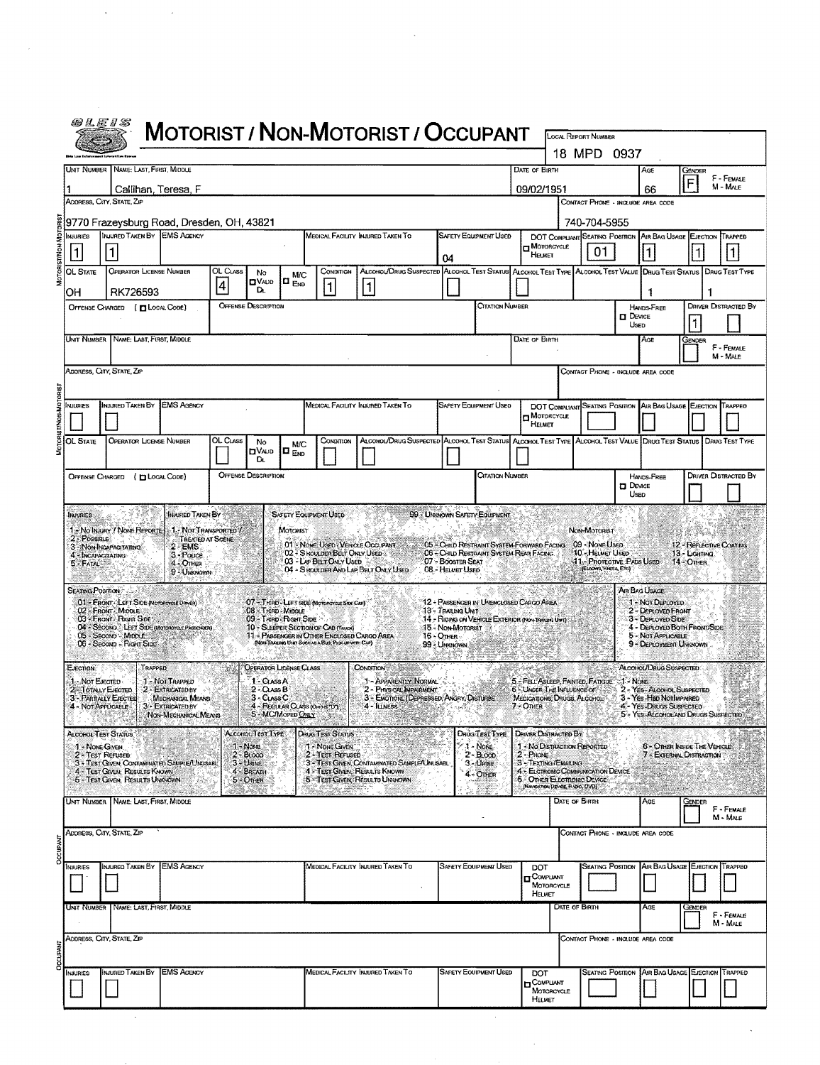# MOTORIST / NON-MOTORIST / OCCUPANT

OLEIS

| LOCAL REPORT NUMBER |
|---|
| 18 MPD 0937 |

## MOTORIST / NON-MOTORIST

| UNIT NUMBER | NAME: LAST, FIRST, MIDDLE | DATE OF BIRTH | AGE | GENDER (F - FEMALE, M - MALE) |
|---|---|---|---|---|
| 1 | Callihan, Teresa, F | 09/02/1951 | 66 | F |

| ADDRESS, CITY, STATE, ZIP | CONTACT PHONE - INCLUDE AREA CODE |
|---|---|
| 9770 Frazeysburg Road, Dresden, OH, 43821 | 740-704-5955 |

| INJURIES | INJURED TAKEN BY | EMS AGENCY | MEDICAL FACILITY INJURED TAKEN TO | SAFETY EQUIPMENT USED | DOT COMPLIANT MOTORCYCLE HELMET | SEATING POSITION | AIR BAG USAGE | EJECTION | TRAPPED |
|---|---|---|---|---|---|---|---|---|---|
| 1 | 1 | | | 04 | | 01 | 1 | 1 | 1 |

| OL STATE | OPERATOR LICENSE NUMBER | OL CLASS | NO VALID DL | M/C END | CONDITION | ALCOHOL/DRUG SUSPECTED | ALCOHOL TEST STATUS | ALCOHOL TEST TYPE | ALCOHOL TEST VALUE | DRUG TEST STATUS | DRUG TEST TYPE |
|---|---|---|---|---|---|---|---|---|---|---|---|
| OH | RK726593 | 4 | | | 1 | 1 | | | | 1 | 1 |

| OFFENSE CHARGED ( LOCAL CODE) | OFFENSE DESCRIPTION | CITATION NUMBER | HANDS-FREE DEVICE USED | DRIVER DISTRACTED BY | |
|---|---|---|---|---|---|
| | | | | 1 | |

## MOTORIST / NON-MOTORIST

| UNIT NUMBER | NAME: LAST, FIRST, MIDDLE | DATE OF BIRTH | AGE | GENDER (F - FEMALE, M - MALE) |
|---|---|---|---|---|
| | | | | |

| ADDRESS, CITY, STATE, ZIP | CONTACT PHONE - INCLUDE AREA CODE |
|---|---|
| | |

| INJURIES | INJURED TAKEN BY | EMS AGENCY | MEDICAL FACILITY INJURED TAKEN TO | SAFETY EQUIPMENT USED | DOT COMPLIANT MOTORCYCLE HELMET | SEATING POSITION | AIR BAG USAGE | EJECTION | TRAPPED |
|---|---|---|---|---|---|---|---|---|---|
| | | | | | | | | | |

| OL STATE | OPERATOR LICENSE NUMBER | OL CLASS | NO VALID DL | M/C END | CONDITION | ALCOHOL/DRUG SUSPECTED | ALCOHOL TEST STATUS | ALCOHOL TEST TYPE | ALCOHOL TEST VALUE | DRUG TEST STATUS | DRUG TEST TYPE |
|---|---|---|---|---|---|---|---|---|---|---|---|
| | | | | | | | | | | | |

| OFFENSE CHARGED ( LOCAL CODE) | OFFENSE DESCRIPTION | CITATION NUMBER | HANDS-FREE DEVICE USED | DRIVER DISTRACTED BY | |
|---|---|---|---|---|---|
| | | | | | |

## Codes

**INJURIES**
1 - NO INJURY / NONE REPORTED
2 - POSSIBLE
3 - NON-INCAPACITATING
4 - INCAPACITATING
5 - FATAL

**INJURED TAKEN BY**
1 - NOT TRANSPORTED / TREATED AT SCENE
2 - EMS
3 - POLICE
4 - OTHER
9 - UNKNOWN

**SAFETY EQUIPMENT USED**
99 - UNKNOWN SAFETY EQUIPMENT

MOTORIST
01 - NONE USED - VEHICLE OCCUPANT
02 - SHOULDER BELT ONLY USED
03 - LAP BELT ONLY USED
04 - SHOULDER AND LAP BELT ONLY USED
05 - CHILD RESTRAINT SYSTEM-FORWARD FACING
06 - CHILD RESTRAINT SYSTEM-REAR FACING
07 - BOOSTER SEAT
08 - HELMET USED

NON-MOTORIST
09 - NONE USED
10 - HELMET USED
11 - PROTECTIVE PADS USED (ELBOWS, KNEES, ETC)
12 - REFLECTIVE COATING
13 - LIGHTING
14 - OTHER

**SEATING POSITION**
01 - FRONT - LEFT SIDE (MOTORCYCLE DRIVER)
02 - FRONT - MIDDLE
03 - FRONT - RIGHT SIDE
04 - SECOND - LEFT SIDE (MOTORCYCLE PASSENGER)
05 - SECOND - MIDDLE
06 - SECOND - RIGHT SIDE
07 - THIRD - LEFT SIDE (MOTORCYCLE SIDE CAR)
08 - THIRD - MIDDLE
09 - THIRD - RIGHT SIDE
10 - SLEEPER SECTION OF CAB (TRUCK)
11 - PASSENGER IN OTHER ENCLOSED CARGO AREA (NON-TRAILING UNIT SUCH AS A BUS, PICK-UP WITH CAP)
12 - PASSENGER IN UNENCLOSED CARGO AREA
13 - TRAILING UNIT
14 - RIDING ON VEHICLE EXTERIOR (NON-TRAILING UNIT)
15 - NON-MOTORIST
16 - OTHER
99 - UNKNOWN

**AIR BAG USAGE**
1 - NOT DEPLOYED
2 - DEPLOYED FRONT
3 - DEPLOYED SIDE
4 - DEPLOYED BOTH FRONT/SIDE
5 - NOT APPLICABLE
9 - DEPLOYMENT UNKNOWN

**EJECTION**
1 - NOT EJECTED
2 - TOTALLY EJECTED
3 - PARTIALLY EJECTED
4 - NOT APPLICABLE

**TRAPPED**
1 - NOT TRAPPED
2 - EXTRICATED BY MECHANICAL MEANS
3 - EXTRICATED BY NON-MECHANICAL MEANS

**OPERATOR LICENSE CLASS**
1 - CLASS A
2 - CLASS B
3 - CLASS C
4 - REGULAR CLASS (OHIO IS "D")
5 - MC/MOPED ONLY

**CONDITION**
1 - APPARENTLY NORMAL
2 - PHYSICAL IMPAIRMENT
3 - EMOTIONAL (DEPRESSED, ANGRY, DISTURBED)
4 - ILLNESS
5 - FELL ASLEEP, FAINTED, FATIGUE
6 - UNDER THE INFLUENCE OF MEDICATIONS, DRUGS, ALCOHOL
7 - OTHER

**ALCOHOL/DRUG SUSPECTED**
1 - NONE
2 - YES - ALCOHOL SUSPECTED
3 - YES - HBD NOT IMPAIRED
4 - YES - DRUGS SUSPECTED
5 - YES - ALCOHOL AND DRUGS SUSPECTED

**ALCOHOL TEST STATUS**
1 - NONE GIVEN
2 - TEST REFUSED
3 - TEST GIVEN, CONTAMINATED SAMPLE/UNUSABLE
4 - TEST GIVEN, RESULTS KNOWN
5 - TEST GIVEN, RESULTS UNKNOWN

**ALCOHOL TEST TYPE**
1 - NONE
2 - BLOOD
3 - URINE
4 - BREATH
5 - OTHER

**DRUG TEST STATUS**
1 - NONE GIVEN
2 - TEST REFUSED
3 - TEST GIVEN, CONTAMINATED SAMPLE/UNUSABLE
4 - TEST GIVEN, RESULTS KNOWN
5 - TEST GIVEN, RESULTS UNKNOWN

**DRUG TEST TYPE**
1 - NONE
2 - BLOOD
3 - URINE
4 - OTHER

**DRIVER DISTRACTED BY**
1 - NO DISTRACTION REPORTED
2 - PHONE
3 - TEXTING/EMAILING
4 - ELECTRONIC COMMUNICATION DEVICE
5 - OTHER ELECTRONIC DEVICE (NAVIGATION DEVICE, RADIO, DVD)
6 - OTHER INSIDE THE VEHICLE
7 - EXTERNAL DISTRACTION

## OCCUPANT

| UNIT NUMBER | NAME: LAST, FIRST, MIDDLE | DATE OF BIRTH | AGE | GENDER (F - FEMALE, M - MALE) |
|---|---|---|---|---|
| | | | | |

| ADDRESS, CITY, STATE, ZIP | CONTACT PHONE - INCLUDE AREA CODE |
|---|---|
| | |

| INJURIES | INJURED TAKEN BY | EMS AGENCY | MEDICAL FACILITY INJURED TAKEN TO | SAFETY EQUIPMENT USED | DOT COMPLIANT MOTORCYCLE HELMET | SEATING POSITION | AIR BAG USAGE | EJECTION | TRAPPED |
|---|---|---|---|---|---|---|---|---|---|
| | | | | | | | | | |

## OCCUPANT

| UNIT NUMBER | NAME: LAST, FIRST, MIDDLE | DATE OF BIRTH | AGE | GENDER (F - FEMALE, M - MALE) |
|---|---|---|---|---|
| | | | | |

| ADDRESS, CITY, STATE, ZIP | CONTACT PHONE - INCLUDE AREA CODE |
|---|---|
| | |

| INJURIES | INJURED TAKEN BY | EMS AGENCY | MEDICAL FACILITY INJURED TAKEN TO | SAFETY EQUIPMENT USED | DOT COMPLIANT MOTORCYCLE HELMET | SEATING POSITION | AIR BAG USAGE | EJECTION | TRAPPED |
|---|---|---|---|---|---|---|---|---|---|
| | | | | | | | | | |